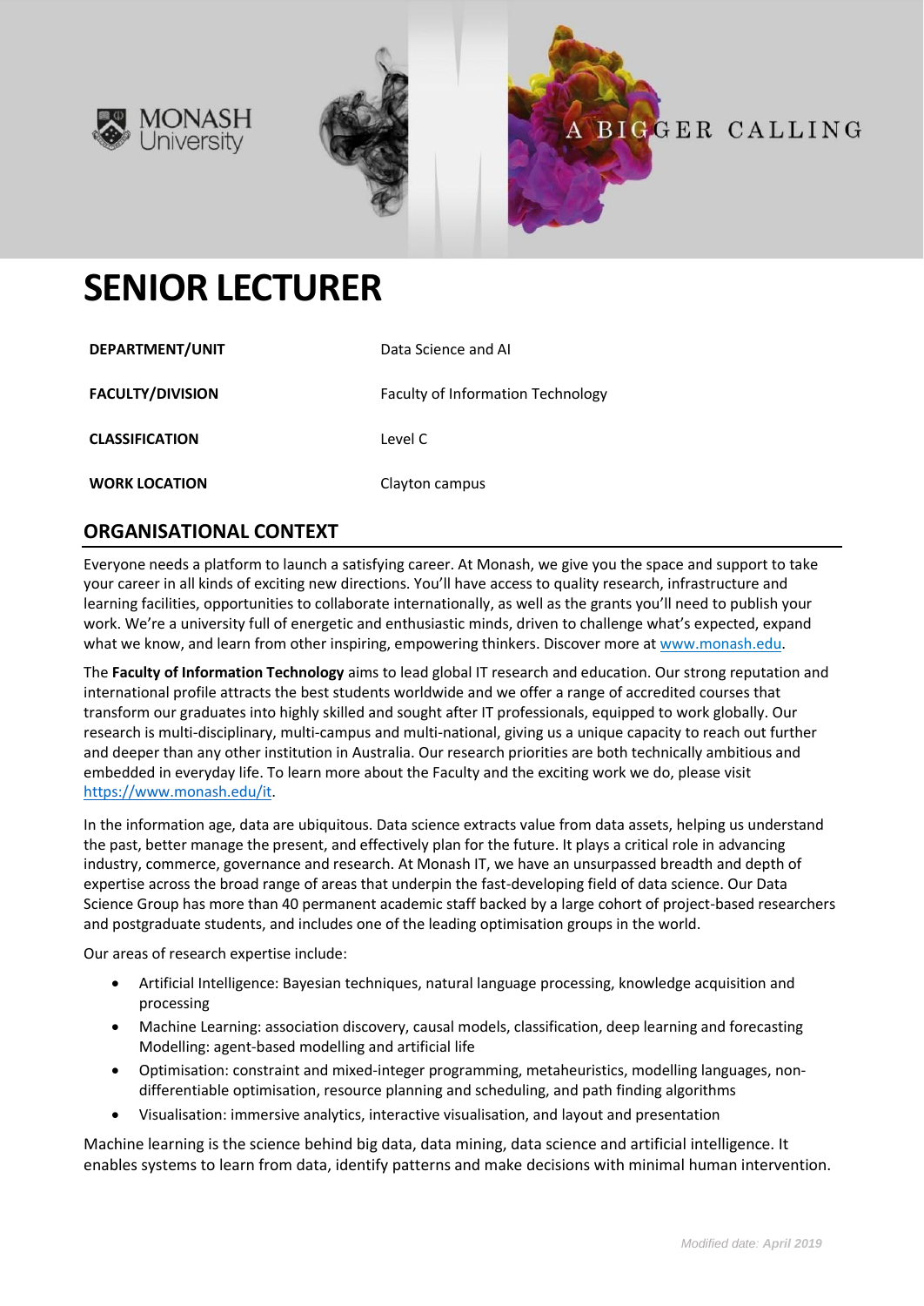MONASH University

A BIGGER CALLING

# SENIOR LECTURER

| | |
|---|---|
| **DEPARTMENT/UNIT** | Data Science and AI |
| **FACULTY/DIVISION** | Faculty of Information Technology |
| **CLASSIFICATION** | Level C |
| **WORK LOCATION** | Clayton campus |

## ORGANISATIONAL CONTEXT

Everyone needs a platform to launch a satisfying career. At Monash, we give you the space and support to take your career in all kinds of exciting new directions. You'll have access to quality research, infrastructure and learning facilities, opportunities to collaborate internationally, as well as the grants you'll need to publish your work. We're a university full of energetic and enthusiastic minds, driven to challenge what's expected, expand what we know, and learn from other inspiring, empowering thinkers. Discover more at [www.monash.edu](www.monash.edu).

The **Faculty of Information Technology** aims to lead global IT research and education. Our strong reputation and international profile attracts the best students worldwide and we offer a range of accredited courses that transform our graduates into highly skilled and sought after IT professionals, equipped to work globally. Our research is multi-disciplinary, multi-campus and multi-national, giving us a unique capacity to reach out further and deeper than any other institution in Australia. Our research priorities are both technically ambitious and embedded in everyday life. To learn more about the Faculty and the exciting work we do, please visit [https://www.monash.edu/it](https://www.monash.edu/it).

In the information age, data are ubiquitous. Data science extracts value from data assets, helping us understand the past, better manage the present, and effectively plan for the future. It plays a critical role in advancing industry, commerce, governance and research. At Monash IT, we have an unsurpassed breadth and depth of expertise across the broad range of areas that underpin the fast-developing field of data science. Our Data Science Group has more than 40 permanent academic staff backed by a large cohort of project-based researchers and postgraduate students, and includes one of the leading optimisation groups in the world.

Our areas of research expertise include:

- Artificial Intelligence: Bayesian techniques, natural language processing, knowledge acquisition and processing
- Machine Learning: association discovery, causal models, classification, deep learning and forecasting Modelling: agent-based modelling and artificial life
- Optimisation: constraint and mixed-integer programming, metaheuristics, modelling languages, non-differentiable optimisation, resource planning and scheduling, and path finding algorithms
- Visualisation: immersive analytics, interactive visualisation, and layout and presentation

Machine learning is the science behind big data, data mining, data science and artificial intelligence. It enables systems to learn from data, identify patterns and make decisions with minimal human intervention.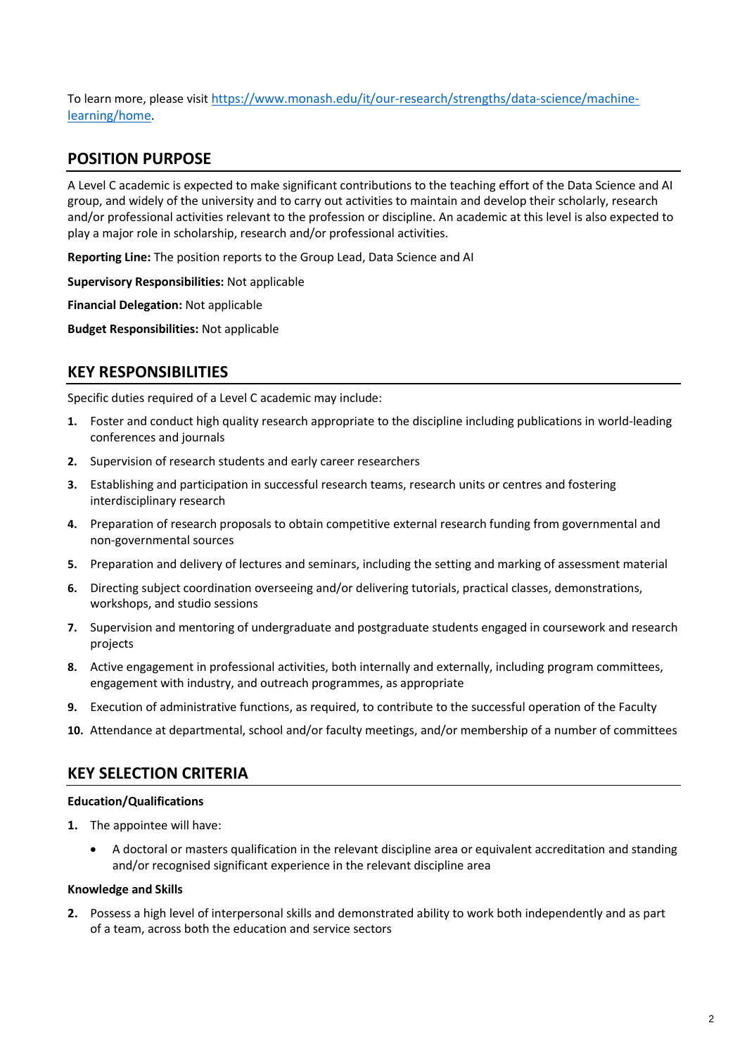To learn more, please visit [https://www.monash.edu/it/our-research/strengths/data-science/machine-learning/home](https://www.monash.edu/it/our-research/strengths/data-science/machine-learning/home).

## POSITION PURPOSE

A Level C academic is expected to make significant contributions to the teaching effort of the Data Science and AI group, and widely of the university and to carry out activities to maintain and develop their scholarly, research and/or professional activities relevant to the profession or discipline. An academic at this level is also expected to play a major role in scholarship, research and/or professional activities.

**Reporting Line:** The position reports to the Group Lead, Data Science and AI

**Supervisory Responsibilities:** Not applicable

**Financial Delegation:** Not applicable

**Budget Responsibilities:** Not applicable

## KEY RESPONSIBILITIES

Specific duties required of a Level C academic may include:

1. Foster and conduct high quality research appropriate to the discipline including publications in world-leading conferences and journals
2. Supervision of research students and early career researchers
3. Establishing and participation in successful research teams, research units or centres and fostering interdisciplinary research
4. Preparation of research proposals to obtain competitive external research funding from governmental and non-governmental sources
5. Preparation and delivery of lectures and seminars, including the setting and marking of assessment material
6. Directing subject coordination overseeing and/or delivering tutorials, practical classes, demonstrations, workshops, and studio sessions
7. Supervision and mentoring of undergraduate and postgraduate students engaged in coursework and research projects
8. Active engagement in professional activities, both internally and externally, including program committees, engagement with industry, and outreach programmes, as appropriate
9. Execution of administrative functions, as required, to contribute to the successful operation of the Faculty
10. Attendance at departmental, school and/or faculty meetings, and/or membership of a number of committees

## KEY SELECTION CRITERIA

**Education/Qualifications**

1. The appointee will have:
   - A doctoral or masters qualification in the relevant discipline area or equivalent accreditation and standing and/or recognised significant experience in the relevant discipline area

**Knowledge and Skills**

2. Possess a high level of interpersonal skills and demonstrated ability to work both independently and as part of a team, across both the education and service sectors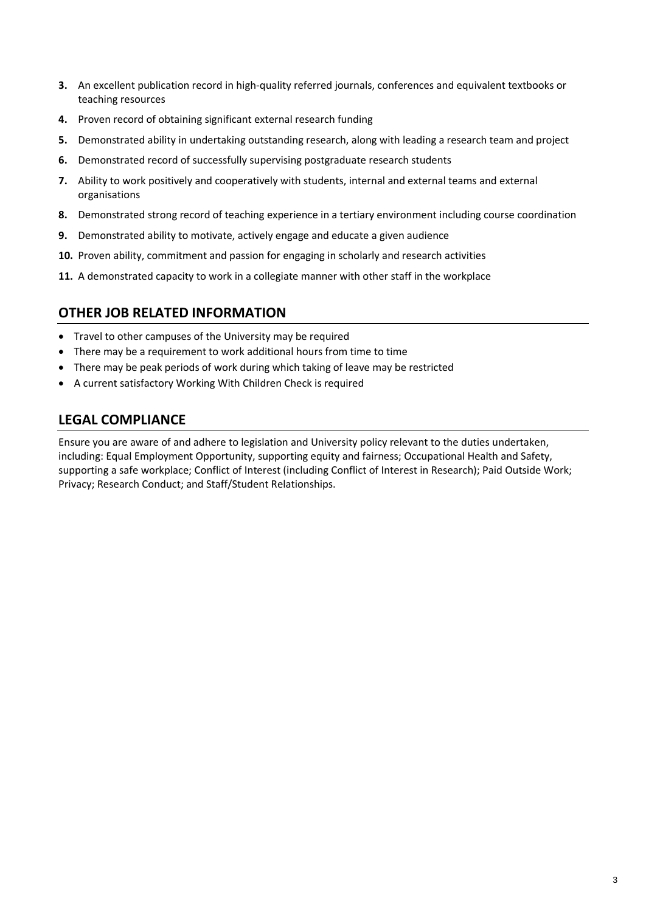3. An excellent publication record in high-quality referred journals, conferences and equivalent textbooks or teaching resources
4. Proven record of obtaining significant external research funding
5. Demonstrated ability in undertaking outstanding research, along with leading a research team and project
6. Demonstrated record of successfully supervising postgraduate research students
7. Ability to work positively and cooperatively with students, internal and external teams and external organisations
8. Demonstrated strong record of teaching experience in a tertiary environment including course coordination
9. Demonstrated ability to motivate, actively engage and educate a given audience
10. Proven ability, commitment and passion for engaging in scholarly and research activities
11. A demonstrated capacity to work in a collegiate manner with other staff in the workplace

## OTHER JOB RELATED INFORMATION

- Travel to other campuses of the University may be required
- There may be a requirement to work additional hours from time to time
- There may be peak periods of work during which taking of leave may be restricted
- A current satisfactory Working With Children Check is required

## LEGAL COMPLIANCE

Ensure you are aware of and adhere to legislation and University policy relevant to the duties undertaken, including: Equal Employment Opportunity, supporting equity and fairness; Occupational Health and Safety, supporting a safe workplace; Conflict of Interest (including Conflict of Interest in Research); Paid Outside Work; Privacy; Research Conduct; and Staff/Student Relationships.